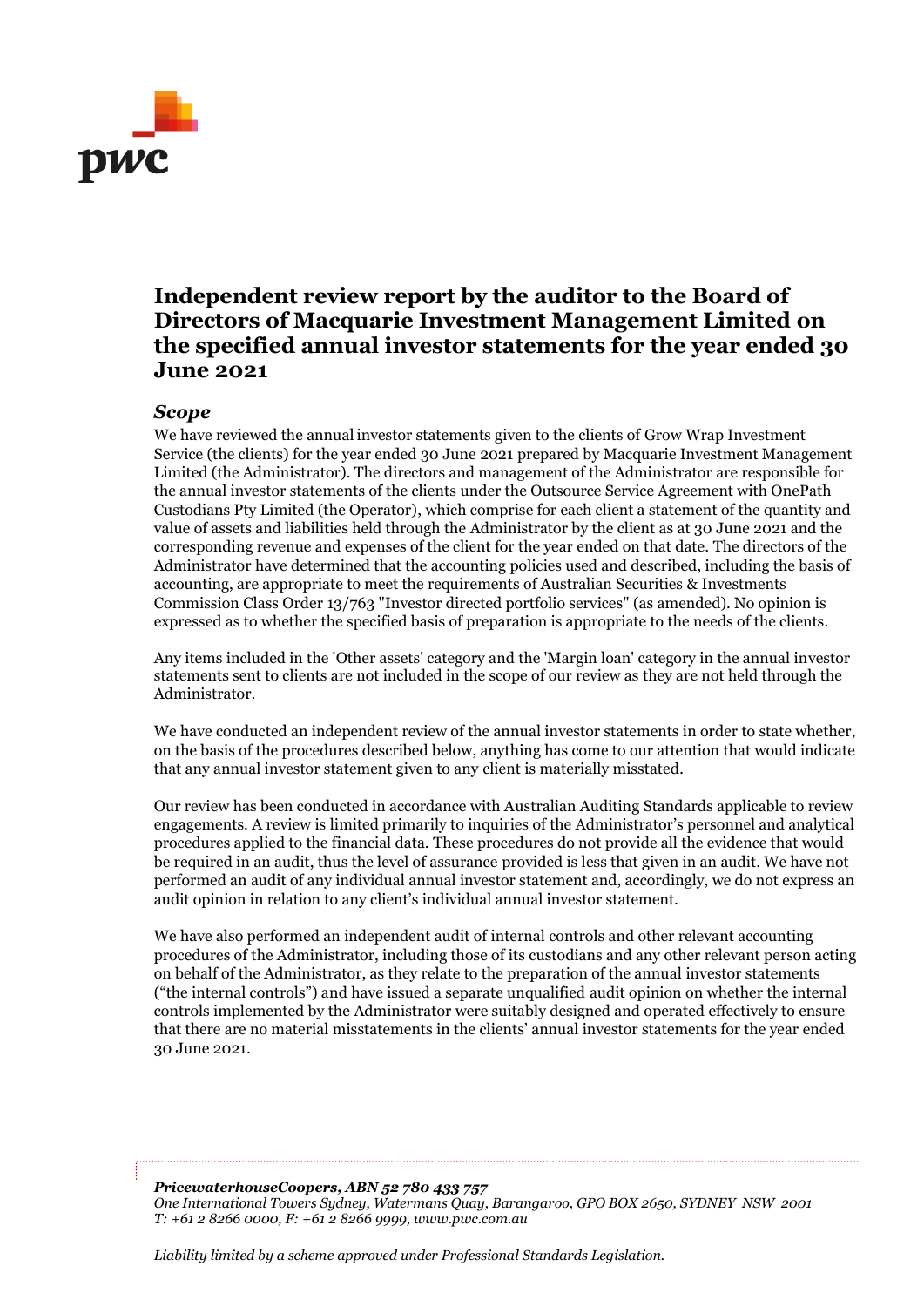# Independent review report by the auditor to the Board of Directors of Macquarie Investment Management Limited on the specified annual investor statements for the year ended 30 June 2021

## *Scope*

We have reviewed the annual investor statements given to the clients of Grow Wrap Investment Service (the clients) for the year ended 30 June 2021 prepared by Macquarie Investment Management Limited (the Administrator). The directors and management of the Administrator are responsible for the annual investor statements of the clients under the Outsource Service Agreement with OnePath Custodians Pty Limited (the Operator), which comprise for each client a statement of the quantity and value of assets and liabilities held through the Administrator by the client as at 30 June 2021 and the corresponding revenue and expenses of the client for the year ended on that date. The directors of the Administrator have determined that the accounting policies used and described, including the basis of accounting, are appropriate to meet the requirements of Australian Securities & Investments Commission Class Order 13/763 "Investor directed portfolio services" (as amended). No opinion is expressed as to whether the specified basis of preparation is appropriate to the needs of the clients.

Any items included in the 'Other assets' category and the 'Margin loan' category in the annual investor statements sent to clients are not included in the scope of our review as they are not held through the Administrator.

We have conducted an independent review of the annual investor statements in order to state whether, on the basis of the procedures described below, anything has come to our attention that would indicate that any annual investor statement given to any client is materially misstated.

Our review has been conducted in accordance with Australian Auditing Standards applicable to review engagements. A review is limited primarily to inquiries of the Administrator's personnel and analytical procedures applied to the financial data. These procedures do not provide all the evidence that would be required in an audit, thus the level of assurance provided is less that given in an audit. We have not performed an audit of any individual annual investor statement and, accordingly, we do not express an audit opinion in relation to any client's individual annual investor statement.

We have also performed an independent audit of internal controls and other relevant accounting procedures of the Administrator, including those of its custodians and any other relevant person acting on behalf of the Administrator, as they relate to the preparation of the annual investor statements ("the internal controls") and have issued a separate unqualified audit opinion on whether the internal controls implemented by the Administrator were suitably designed and operated effectively to ensure that there are no material misstatements in the clients' annual investor statements for the year ended 30 June 2021.

***PricewaterhouseCoopers, ABN 52 780 433 757***
*One International Towers Sydney, Watermans Quay, Barangaroo, GPO BOX 2650, SYDNEY NSW 2001*
*T: +61 2 8266 0000, F: +61 2 8266 9999, www.pwc.com.au*

*Liability limited by a scheme approved under Professional Standards Legislation.*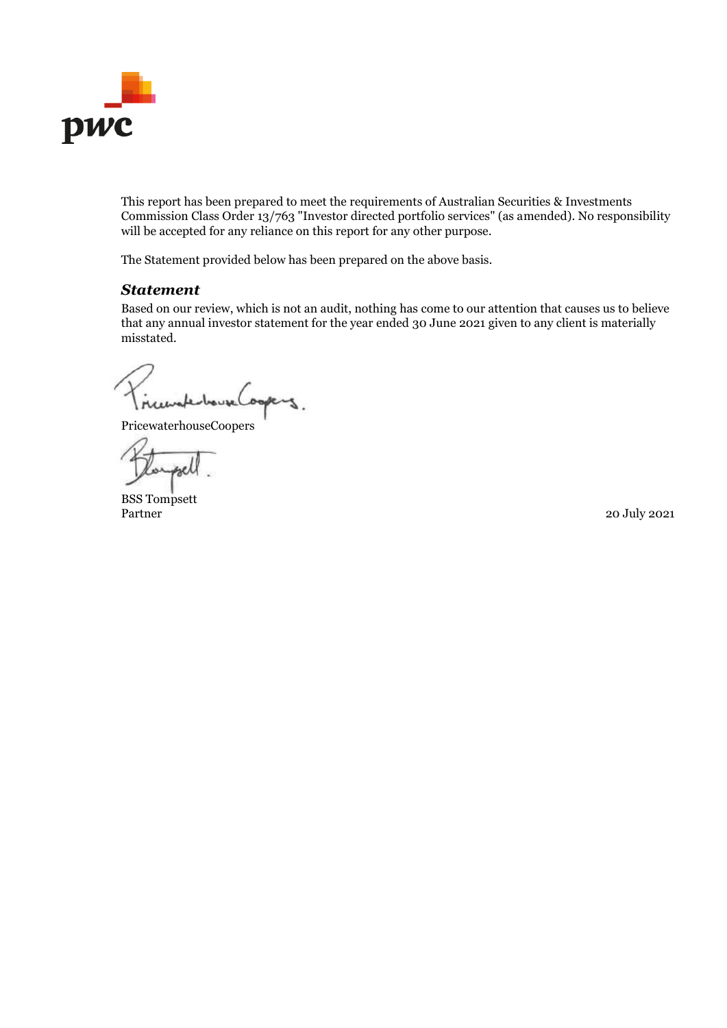This report has been prepared to meet the requirements of Australian Securities & Investments Commission Class Order 13/763 "Investor directed portfolio services" (as amended). No responsibility will be accepted for any reliance on this report for any other purpose.

The Statement provided below has been prepared on the above basis.

### *Statement*

Based on our review, which is not an audit, nothing has come to our attention that causes us to believe that any annual investor statement for the year ended 30 June 2021 given to any client is materially misstated.

PricewaterhouseCoopers

BSS Tompsett
Partner

20 July 2021